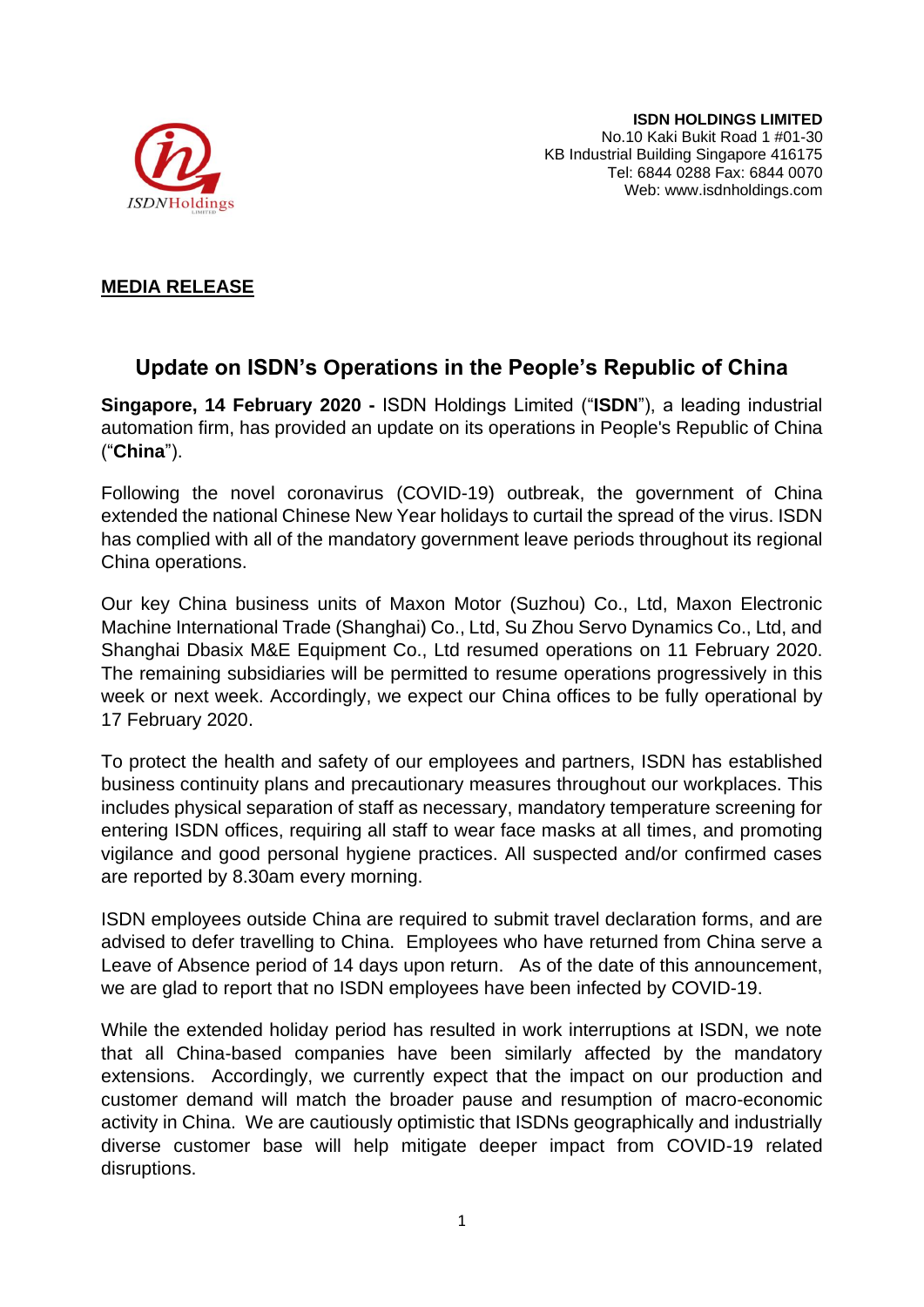**ISDN HOLDINGS LIMITED**
No.10 Kaki Bukit Road 1 #01-30
KB Industrial Building Singapore 416175
Tel: 6844 0288 Fax: 6844 0070
Web: www.isdnholdings.com

**MEDIA RELEASE**

## Update on ISDN's Operations in the People's Republic of China

**Singapore, 14 February 2020 -** ISDN Holdings Limited ("**ISDN**"), a leading industrial automation firm, has provided an update on its operations in People's Republic of China ("**China**").

Following the novel coronavirus (COVID-19) outbreak, the government of China extended the national Chinese New Year holidays to curtail the spread of the virus. ISDN has complied with all of the mandatory government leave periods throughout its regional China operations.

Our key China business units of Maxon Motor (Suzhou) Co., Ltd, Maxon Electronic Machine International Trade (Shanghai) Co., Ltd, Su Zhou Servo Dynamics Co., Ltd, and Shanghai Dbasix M&E Equipment Co., Ltd resumed operations on 11 February 2020. The remaining subsidiaries will be permitted to resume operations progressively in this week or next week. Accordingly, we expect our China offices to be fully operational by 17 February 2020.

To protect the health and safety of our employees and partners, ISDN has established business continuity plans and precautionary measures throughout our workplaces. This includes physical separation of staff as necessary, mandatory temperature screening for entering ISDN offices, requiring all staff to wear face masks at all times, and promoting vigilance and good personal hygiene practices. All suspected and/or confirmed cases are reported by 8.30am every morning.

ISDN employees outside China are required to submit travel declaration forms, and are advised to defer travelling to China. Employees who have returned from China serve a Leave of Absence period of 14 days upon return. As of the date of this announcement, we are glad to report that no ISDN employees have been infected by COVID-19.

While the extended holiday period has resulted in work interruptions at ISDN, we note that all China-based companies have been similarly affected by the mandatory extensions. Accordingly, we currently expect that the impact on our production and customer demand will match the broader pause and resumption of macro-economic activity in China. We are cautiously optimistic that ISDNs geographically and industrially diverse customer base will help mitigate deeper impact from COVID-19 related disruptions.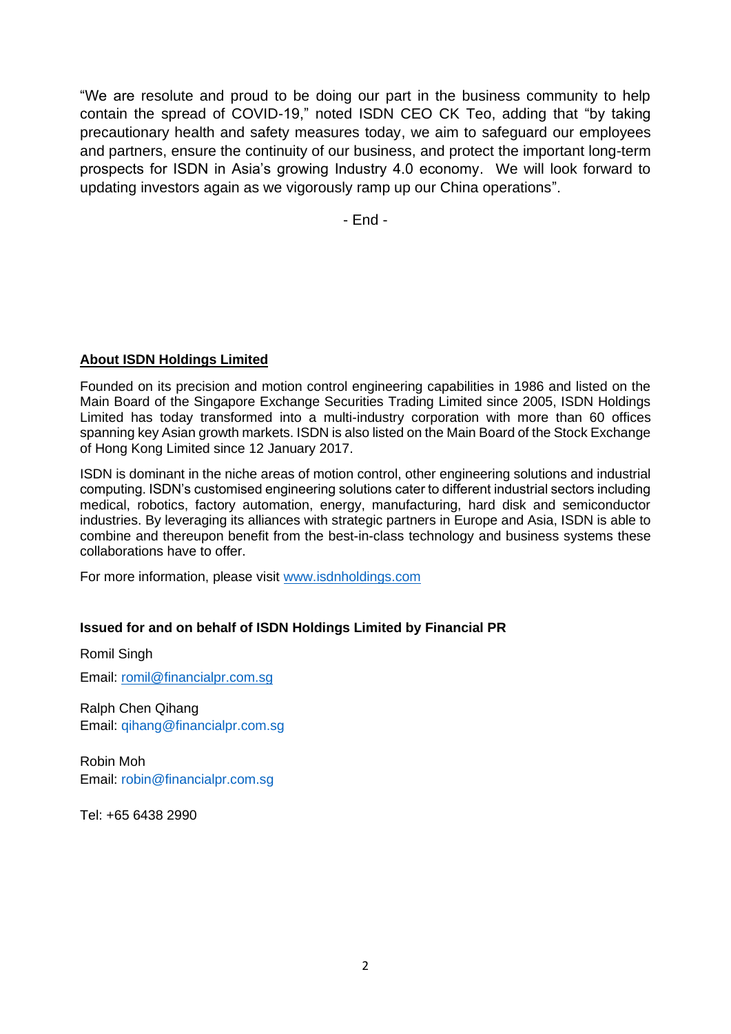"We are resolute and proud to be doing our part in the business community to help contain the spread of COVID-19," noted ISDN CEO CK Teo, adding that "by taking precautionary health and safety measures today, we aim to safeguard our employees and partners, ensure the continuity of our business, and protect the important long-term prospects for ISDN in Asia's growing Industry 4.0 economy. We will look forward to updating investors again as we vigorously ramp up our China operations".

- End -

**About ISDN Holdings Limited**

Founded on its precision and motion control engineering capabilities in 1986 and listed on the Main Board of the Singapore Exchange Securities Trading Limited since 2005, ISDN Holdings Limited has today transformed into a multi-industry corporation with more than 60 offices spanning key Asian growth markets. ISDN is also listed on the Main Board of the Stock Exchange of Hong Kong Limited since 12 January 2017.

ISDN is dominant in the niche areas of motion control, other engineering solutions and industrial computing. ISDN's customised engineering solutions cater to different industrial sectors including medical, robotics, factory automation, energy, manufacturing, hard disk and semiconductor industries. By leveraging its alliances with strategic partners in Europe and Asia, ISDN is able to combine and thereupon benefit from the best-in-class technology and business systems these collaborations have to offer.

For more information, please visit www.isdnholdings.com

**Issued for and on behalf of ISDN Holdings Limited by Financial PR**

Romil Singh

Email: romil@financialpr.com.sg

Ralph Chen Qihang
Email: qihang@financialpr.com.sg

Robin Moh
Email: robin@financialpr.com.sg

Tel: +65 6438 2990